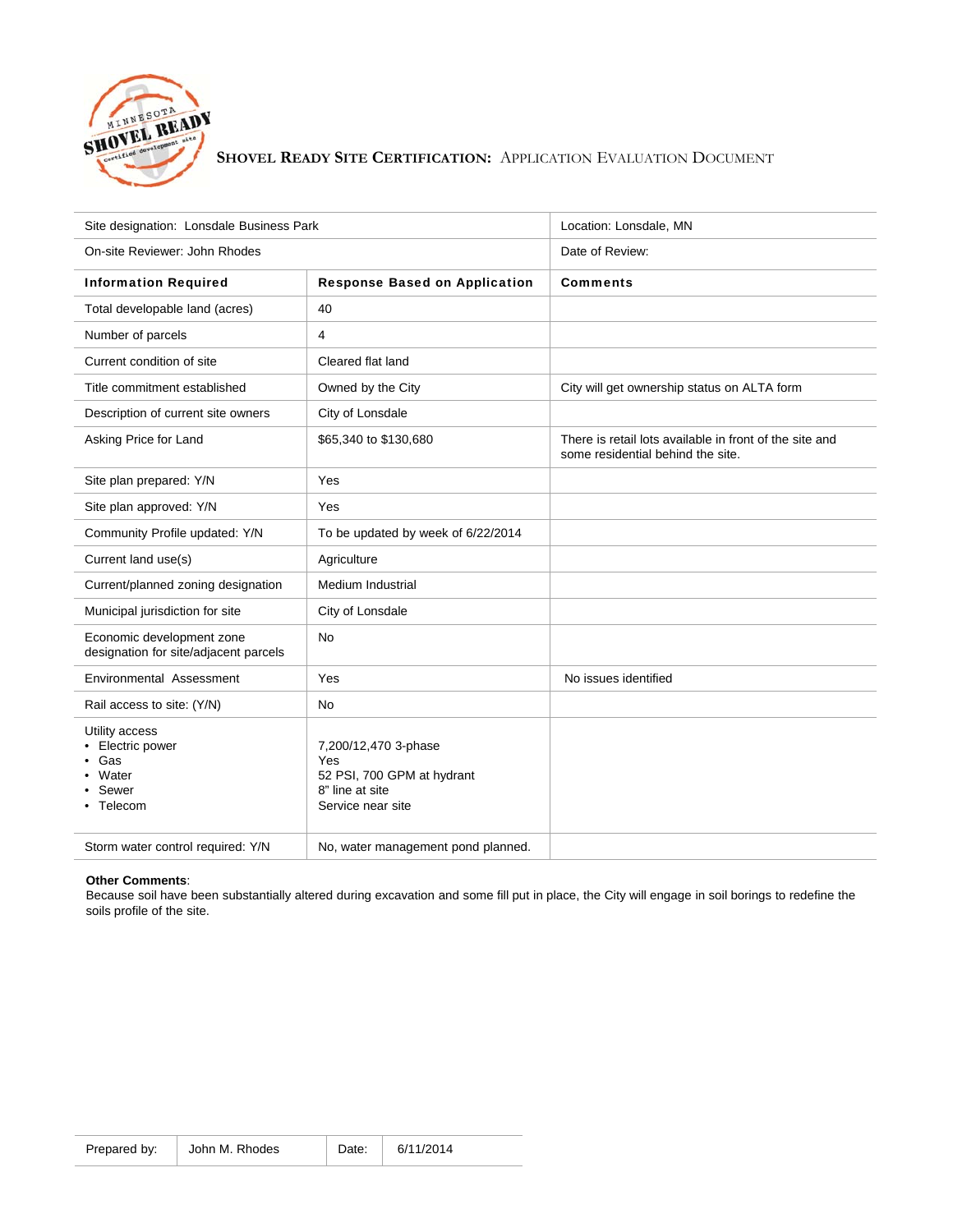# Shovel Ready Site Certification: Application Evaluation Document

| Site designation: Lonsdale Business Park | | Location: Lonsdale, MN |
|---|---|---|
| On-site Reviewer: John Rhodes | | Date of Review: |
| **Information Required** | **Response Based on Application** | **Comments** |
| Total developable land (acres) | 40 | |
| Number of parcels | 4 | |
| Current condition of site | Cleared flat land | |
| Title commitment established | Owned by the City | City will get ownership status on ALTA form |
| Description of current site owners | City of Lonsdale | |
| Asking Price for Land | $65,340 to $130,680 | There is retail lots available in front of the site and some residential behind the site. |
| Site plan prepared: Y/N | Yes | |
| Site plan approved: Y/N | Yes | |
| Community Profile updated: Y/N | To be updated by week of 6/22/2014 | |
| Current land use(s) | Agriculture | |
| Current/planned zoning designation | Medium Industrial | |
| Municipal jurisdiction for site | City of Lonsdale | |
| Economic development zone designation for site/adjacent parcels | No | |
| Environmental Assessment | Yes | No issues identified |
| Rail access to site: (Y/N) | No | |
| Utility access<br>• Electric power<br>• Gas<br>• Water<br>• Sewer<br>• Telecom | <br>7,200/12,470 3-phase<br>Yes<br>52 PSI, 700 GPM at hydrant<br>8" line at site<br>Service near site | |
| Storm water control required: Y/N | No, water management pond planned. | |

**Other Comments**:
Because soil have been substantially altered during excavation and some fill put in place, the City will engage in soil borings to redefine the soils profile of the site.

| Prepared by: | John M. Rhodes | Date: | 6/11/2014 |
|---|---|---|---|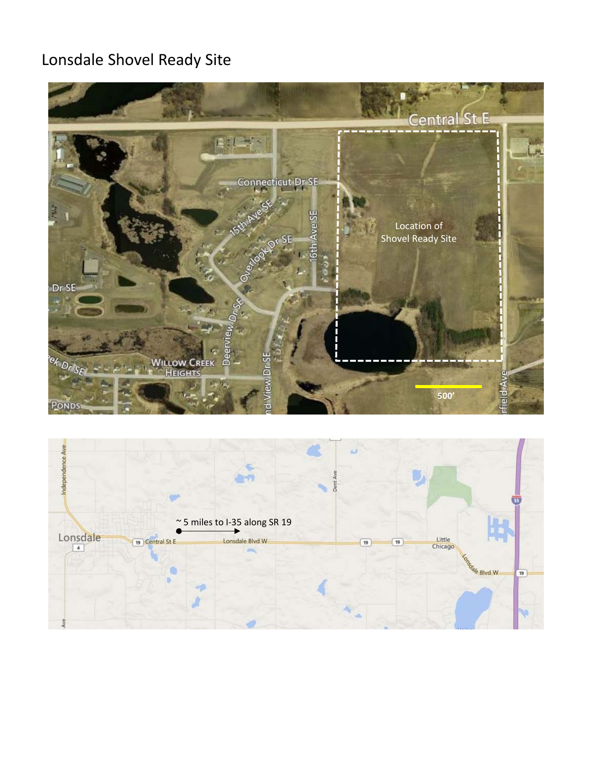# Lonsdale Shovel Ready Site

Central St E

Connecticut Dr SE

15th Ave SE

Overlook Dr SE

16th Ave SE

Location of Shovel Ready Site

Dr SE

Deerview Dr SE

Willow Creek Heights

ek Dr SE

nd View Dr SE

500'

rfield Ave

Ponds

Independence Ave

Lonsdale

~ 5 miles to I-35 along SR 19

Central St E

Lonsdale Blvd W

Dent Ave

Little Chicago

Lonsdale Blvd W

35